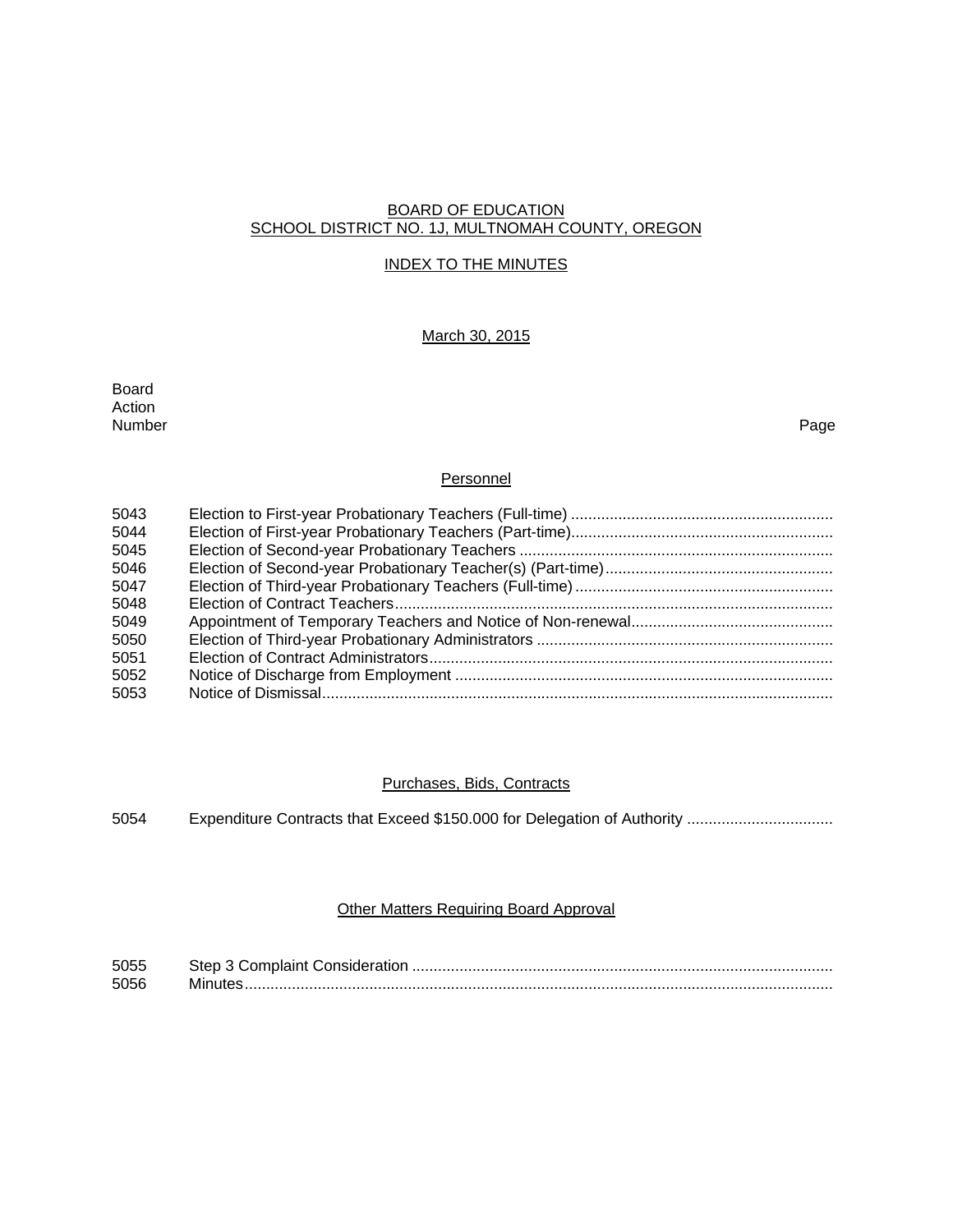# BOARD OF EDUCATION
## SCHOOL DISTRICT NO. 1J, MULTNOMAH COUNTY, OREGON

### INDEX TO THE MINUTES

March 30, 2015

| Board Action Number | | Page |
|---|---|---|

### Personnel

| | | |
|---|---|---|
| 5043 | Election to First-year Probationary Teachers (Full-time) | |
| 5044 | Election of First-year Probationary Teachers (Part-time) | |
| 5045 | Election of Second-year Probationary Teachers | |
| 5046 | Election of Second-year Probationary Teacher(s) (Part-time) | |
| 5047 | Election of Third-year Probationary Teachers (Full-time) | |
| 5048 | Election of Contract Teachers | |
| 5049 | Appointment of Temporary Teachers and Notice of Non-renewal | |
| 5050 | Election of Third-year Probationary Administrators | |
| 5051 | Election of Contract Administrators | |
| 5052 | Notice of Discharge from Employment | |
| 5053 | Notice of Dismissal | |

### Purchases, Bids, Contracts

| | | |
|---|---|---|
| 5054 | Expenditure Contracts that Exceed $150.000 for Delegation of Authority | |

### Other Matters Requiring Board Approval

| | | |
|---|---|---|
| 5055 | Step 3 Complaint Consideration | |
| 5056 | Minutes | |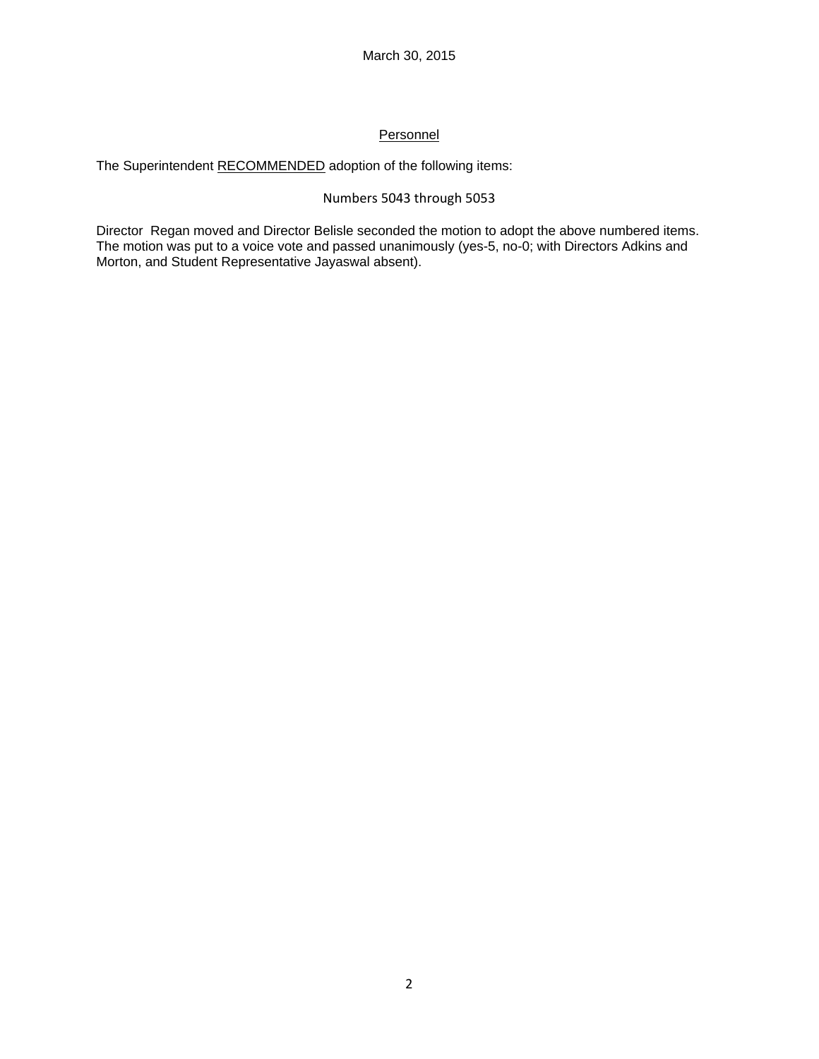March 30, 2015

## Personnel

The Superintendent RECOMMENDED adoption of the following items:

Numbers 5043 through 5053

Director Regan moved and Director Belisle seconded the motion to adopt the above numbered items. The motion was put to a voice vote and passed unanimously (yes-5, no-0; with Directors Adkins and Morton, and Student Representative Jayaswal absent).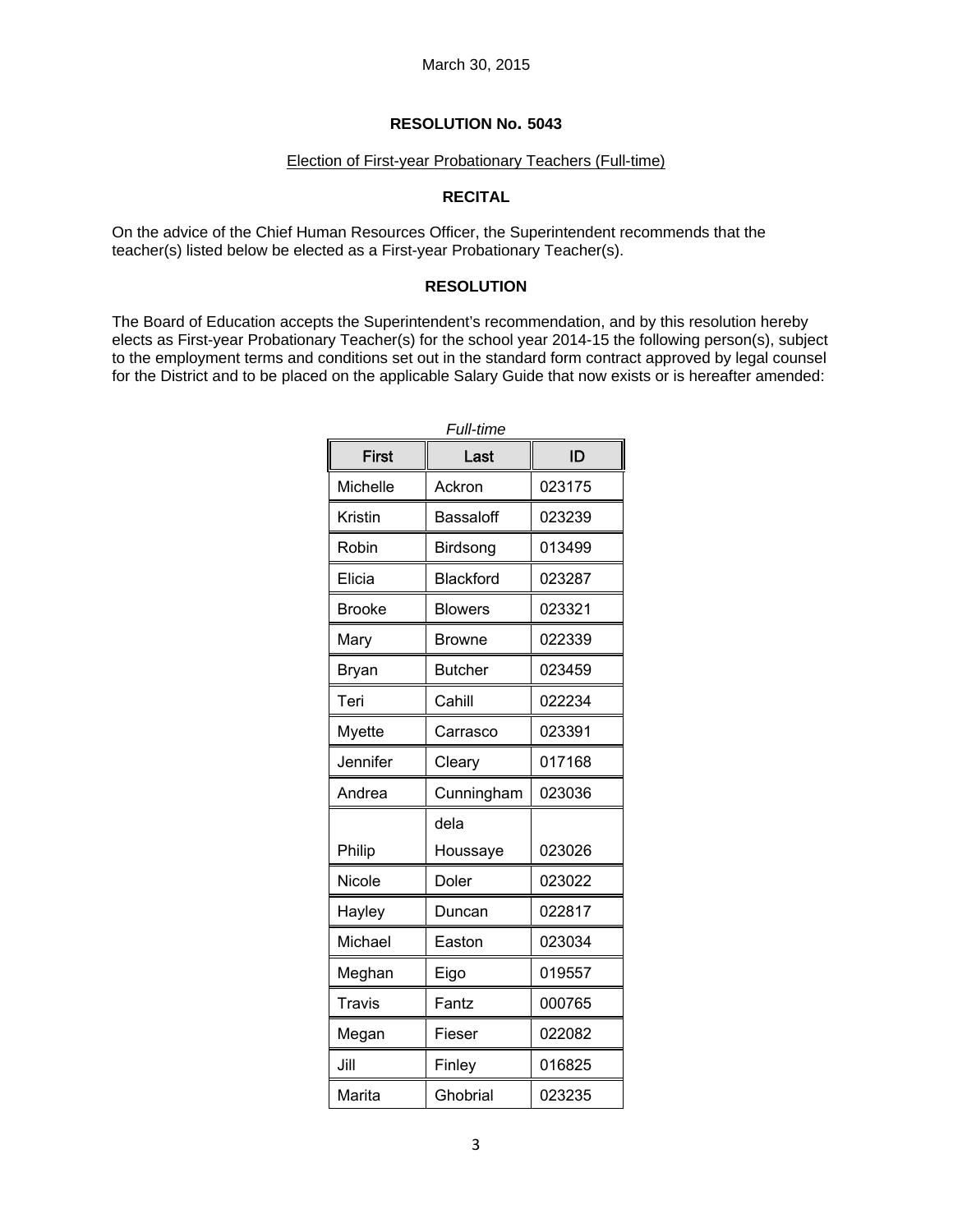March 30, 2015

**RESOLUTION No. 5043**

Election of First-year Probationary Teachers (Full-time)

**RECITAL**

On the advice of the Chief Human Resources Officer, the Superintendent recommends that the teacher(s) listed below be elected as a First-year Probationary Teacher(s).

**RESOLUTION**

The Board of Education accepts the Superintendent's recommendation, and by this resolution hereby elects as First-year Probationary Teacher(s) for the school year 2014-15 the following person(s), subject to the employment terms and conditions set out in the standard form contract approved by legal counsel for the District and to be placed on the applicable Salary Guide that now exists or is hereafter amended:

*Full-time*

| First | Last | ID |
|---|---|---|
| Michelle | Ackron | 023175 |
| Kristin | Bassaloff | 023239 |
| Robin | Birdsong | 013499 |
| Elicia | Blackford | 023287 |
| Brooke | Blowers | 023321 |
| Mary | Browne | 022339 |
| Bryan | Butcher | 023459 |
| Teri | Cahill | 022234 |
| Myette | Carrasco | 023391 |
| Jennifer | Cleary | 017168 |
| Andrea | Cunningham | 023036 |
| Philip | dela Houssaye | 023026 |
| Nicole | Doler | 023022 |
| Hayley | Duncan | 022817 |
| Michael | Easton | 023034 |
| Meghan | Eigo | 019557 |
| Travis | Fantz | 000765 |
| Megan | Fieser | 022082 |
| Jill | Finley | 016825 |
| Marita | Ghobrial | 023235 |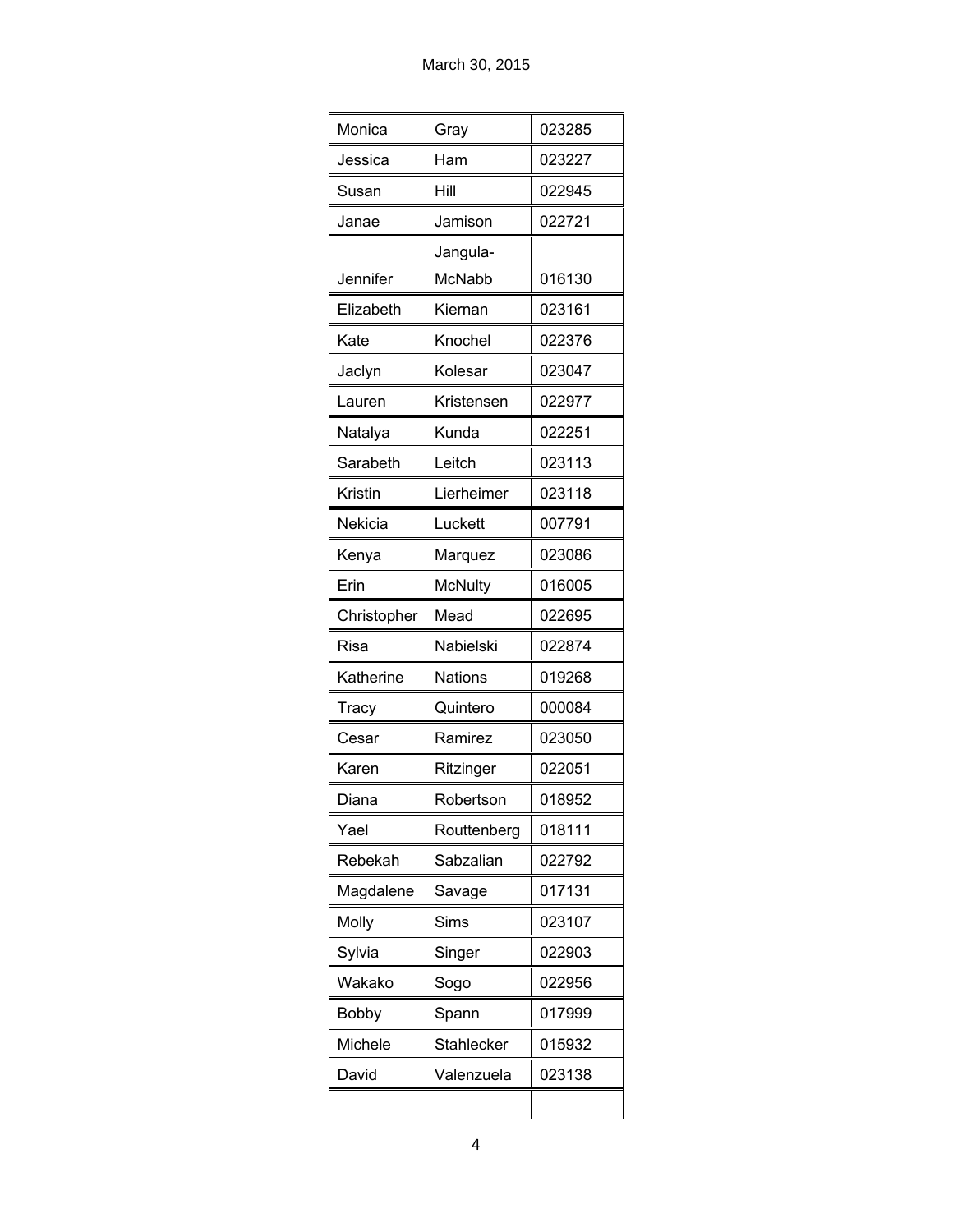| Monica | Gray | 023285 |
|---|---|---|
| Jessica | Ham | 023227 |
| Susan | Hill | 022945 |
| Janae | Jamison | 022721 |
| Jennifer | Jangula-McNabb | 016130 |
| Elizabeth | Kiernan | 023161 |
| Kate | Knochel | 022376 |
| Jaclyn | Kolesar | 023047 |
| Lauren | Kristensen | 022977 |
| Natalya | Kunda | 022251 |
| Sarabeth | Leitch | 023113 |
| Kristin | Lierheimer | 023118 |
| Nekicia | Luckett | 007791 |
| Kenya | Marquez | 023086 |
| Erin | McNulty | 016005 |
| Christopher | Mead | 022695 |
| Risa | Nabielski | 022874 |
| Katherine | Nations | 019268 |
| Tracy | Quintero | 000084 |
| Cesar | Ramirez | 023050 |
| Karen | Ritzinger | 022051 |
| Diana | Robertson | 018952 |
| Yael | Routtenberg | 018111 |
| Rebekah | Sabzalian | 022792 |
| Magdalene | Savage | 017131 |
| Molly | Sims | 023107 |
| Sylvia | Singer | 022903 |
| Wakako | Sogo | 022956 |
| Bobby | Spann | 017999 |
| Michele | Stahlecker | 015932 |
| David | Valenzuela | 023138 |
| | | |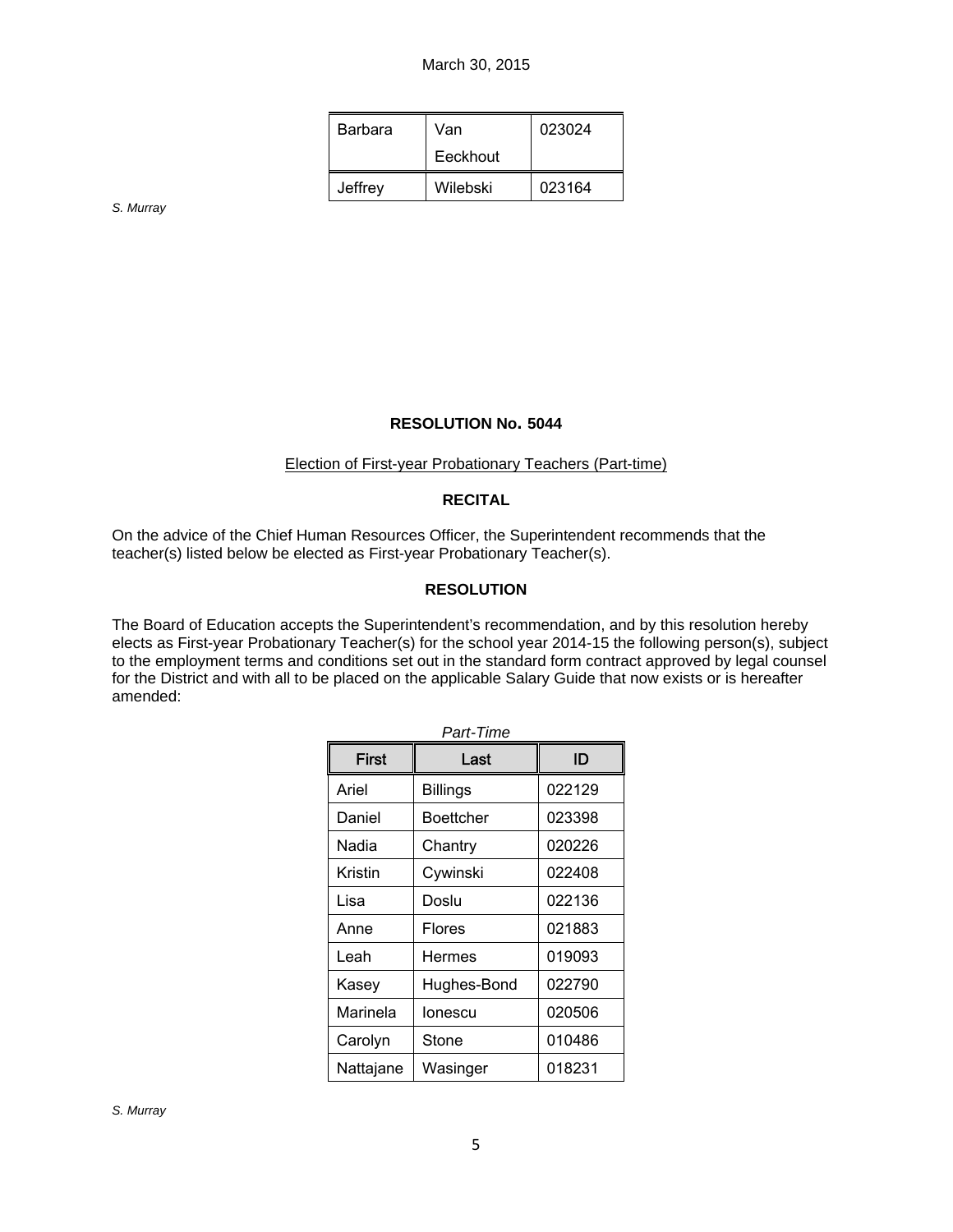| Barbara | Van Eeckhout | 023024 |
|---|---|---|
| Jeffrey | Wilebski | 023164 |

*S. Murray*

**RESOLUTION No. 5044**

Election of First-year Probationary Teachers (Part-time)

**RECITAL**

On the advice of the Chief Human Resources Officer, the Superintendent recommends that the teacher(s) listed below be elected as First-year Probationary Teacher(s).

**RESOLUTION**

The Board of Education accepts the Superintendent's recommendation, and by this resolution hereby elects as First-year Probationary Teacher(s) for the school year 2014-15 the following person(s), subject to the employment terms and conditions set out in the standard form contract approved by legal counsel for the District and with all to be placed on the applicable Salary Guide that now exists or is hereafter amended:

*Part-Time*

| First | Last | ID |
|---|---|---|
| Ariel | Billings | 022129 |
| Daniel | Boettcher | 023398 |
| Nadia | Chantry | 020226 |
| Kristin | Cywinski | 022408 |
| Lisa | Doslu | 022136 |
| Anne | Flores | 021883 |
| Leah | Hermes | 019093 |
| Kasey | Hughes-Bond | 022790 |
| Marinela | Ionescu | 020506 |
| Carolyn | Stone | 010486 |
| Nattajane | Wasinger | 018231 |

*S. Murray*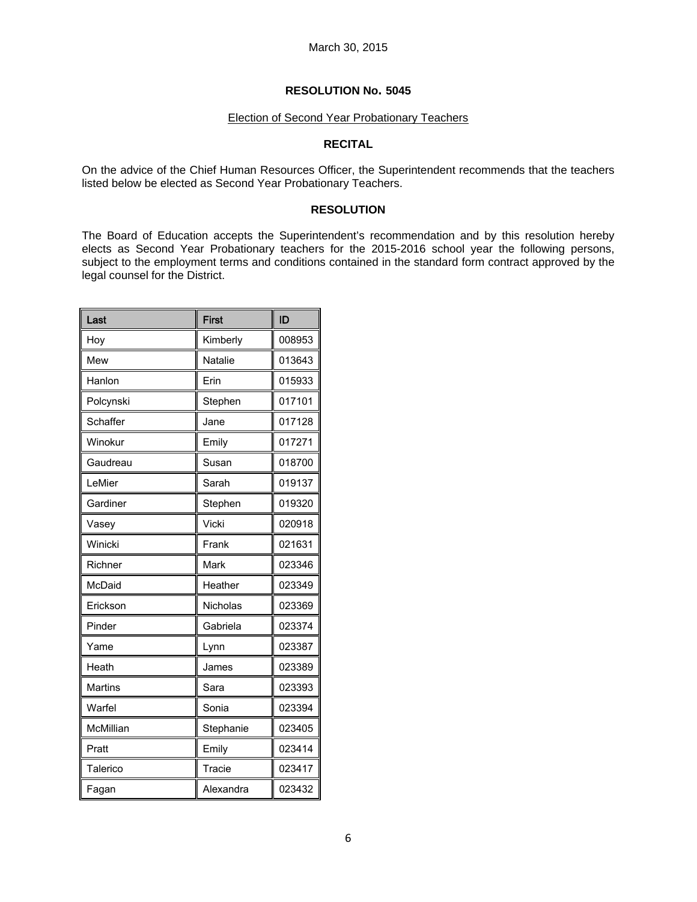March 30, 2015

**RESOLUTION No. 5045**

Election of Second Year Probationary Teachers

**RECITAL**

On the advice of the Chief Human Resources Officer, the Superintendent recommends that the teachers listed below be elected as Second Year Probationary Teachers.

**RESOLUTION**

The Board of Education accepts the Superintendent's recommendation and by this resolution hereby elects as Second Year Probationary teachers for the 2015-2016 school year the following persons, subject to the employment terms and conditions contained in the standard form contract approved by the legal counsel for the District.

| Last | First | ID |
|---|---|---|
| Hoy | Kimberly | 008953 |
| Mew | Natalie | 013643 |
| Hanlon | Erin | 015933 |
| Polcynski | Stephen | 017101 |
| Schaffer | Jane | 017128 |
| Winokur | Emily | 017271 |
| Gaudreau | Susan | 018700 |
| LeMier | Sarah | 019137 |
| Gardiner | Stephen | 019320 |
| Vasey | Vicki | 020918 |
| Winicki | Frank | 021631 |
| Richner | Mark | 023346 |
| McDaid | Heather | 023349 |
| Erickson | Nicholas | 023369 |
| Pinder | Gabriela | 023374 |
| Yame | Lynn | 023387 |
| Heath | James | 023389 |
| Martins | Sara | 023393 |
| Warfel | Sonia | 023394 |
| McMillian | Stephanie | 023405 |
| Pratt | Emily | 023414 |
| Talerico | Tracie | 023417 |
| Fagan | Alexandra | 023432 |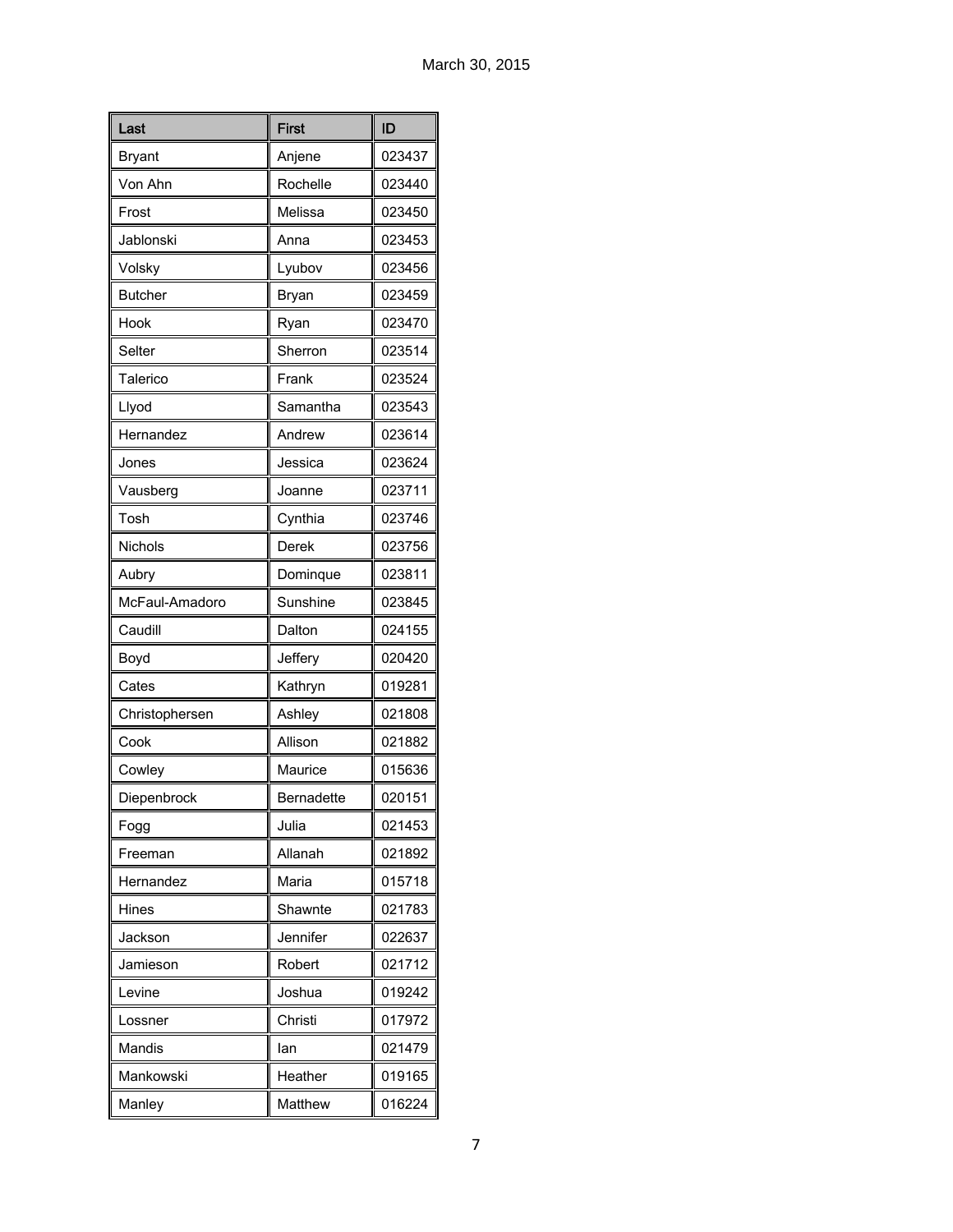| Last | First | ID |
|---|---|---|
| Bryant | Anjene | 023437 |
| Von Ahn | Rochelle | 023440 |
| Frost | Melissa | 023450 |
| Jablonski | Anna | 023453 |
| Volsky | Lyubov | 023456 |
| Butcher | Bryan | 023459 |
| Hook | Ryan | 023470 |
| Selter | Sherron | 023514 |
| Talerico | Frank | 023524 |
| Llyod | Samantha | 023543 |
| Hernandez | Andrew | 023614 |
| Jones | Jessica | 023624 |
| Vausberg | Joanne | 023711 |
| Tosh | Cynthia | 023746 |
| Nichols | Derek | 023756 |
| Aubry | Dominque | 023811 |
| McFaul-Amadoro | Sunshine | 023845 |
| Caudill | Dalton | 024155 |
| Boyd | Jeffery | 020420 |
| Cates | Kathryn | 019281 |
| Christophersen | Ashley | 021808 |
| Cook | Allison | 021882 |
| Cowley | Maurice | 015636 |
| Diepenbrock | Bernadette | 020151 |
| Fogg | Julia | 021453 |
| Freeman | Allanah | 021892 |
| Hernandez | Maria | 015718 |
| Hines | Shawnte | 021783 |
| Jackson | Jennifer | 022637 |
| Jamieson | Robert | 021712 |
| Levine | Joshua | 019242 |
| Lossner | Christi | 017972 |
| Mandis | Ian | 021479 |
| Mankowski | Heather | 019165 |
| Manley | Matthew | 016224 |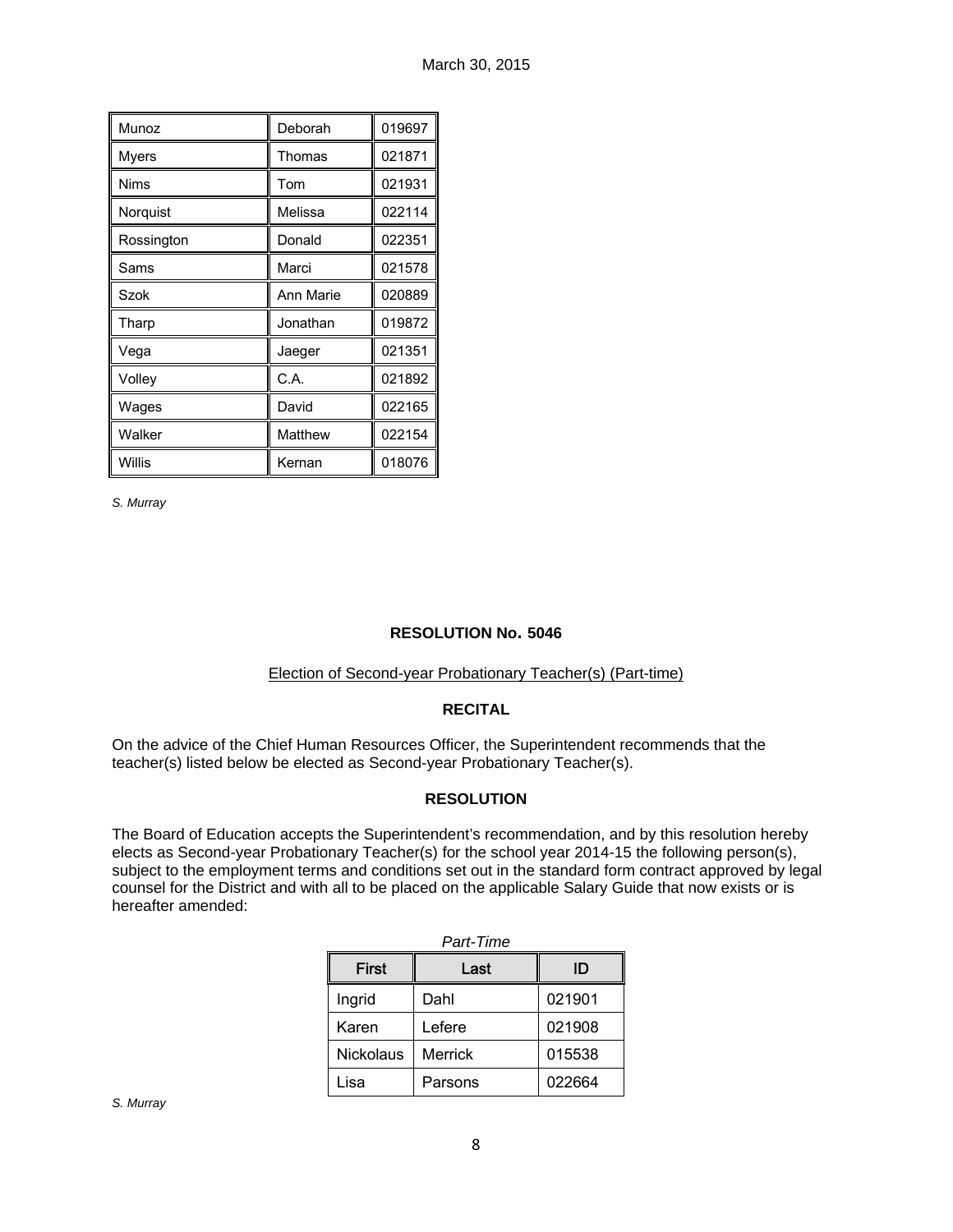| | | |
|---|---|---|
| Munoz | Deborah | 019697 |
| Myers | Thomas | 021871 |
| Nims | Tom | 021931 |
| Norquist | Melissa | 022114 |
| Rossington | Donald | 022351 |
| Sams | Marci | 021578 |
| Szok | Ann Marie | 020889 |
| Tharp | Jonathan | 019872 |
| Vega | Jaeger | 021351 |
| Volley | C.A. | 021892 |
| Wages | David | 022165 |
| Walker | Matthew | 022154 |
| Willis | Kernan | 018076 |

*S. Murray*

**RESOLUTION No. 5046**

Election of Second-year Probationary Teacher(s) (Part-time)

**RECITAL**

On the advice of the Chief Human Resources Officer, the Superintendent recommends that the teacher(s) listed below be elected as Second-year Probationary Teacher(s).

**RESOLUTION**

The Board of Education accepts the Superintendent's recommendation, and by this resolution hereby elects as Second-year Probationary Teacher(s) for the school year 2014-15 the following person(s), subject to the employment terms and conditions set out in the standard form contract approved by legal counsel for the District and with all to be placed on the applicable Salary Guide that now exists or is hereafter amended:

*Part-Time*

| First | Last | ID |
|---|---|---|
| Ingrid | Dahl | 021901 |
| Karen | Lefere | 021908 |
| Nickolaus | Merrick | 015538 |
| Lisa | Parsons | 022664 |

*S. Murray*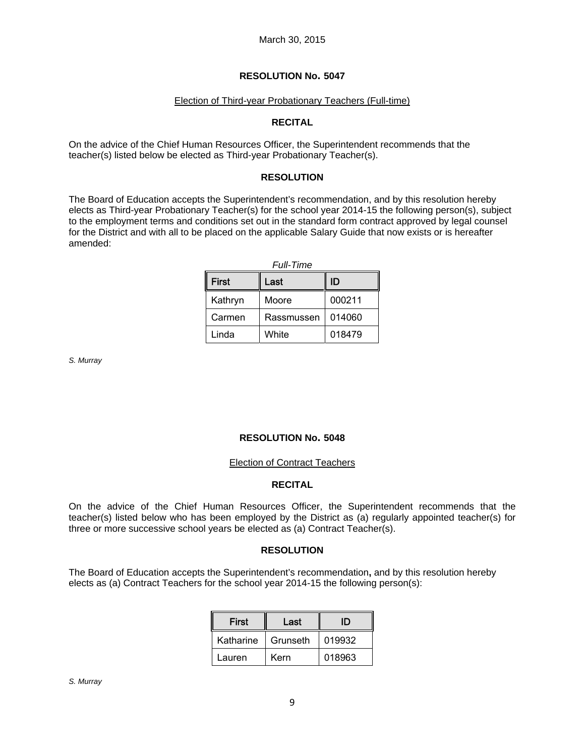March 30, 2015

## RESOLUTION No. 5047

Election of Third-year Probationary Teachers (Full-time)

### RECITAL

On the advice of the Chief Human Resources Officer, the Superintendent recommends that the teacher(s) listed below be elected as Third-year Probationary Teacher(s).

### RESOLUTION

The Board of Education accepts the Superintendent's recommendation, and by this resolution hereby elects as Third-year Probationary Teacher(s) for the school year 2014-15 the following person(s), subject to the employment terms and conditions set out in the standard form contract approved by legal counsel for the District and with all to be placed on the applicable Salary Guide that now exists or is hereafter amended:

*Full-Time*

| First | Last | ID |
|---|---|---|
| Kathryn | Moore | 000211 |
| Carmen | Rassmussen | 014060 |
| Linda | White | 018479 |

*S. Murray*

## RESOLUTION No. 5048

Election of Contract Teachers

### RECITAL

On the advice of the Chief Human Resources Officer, the Superintendent recommends that the teacher(s) listed below who has been employed by the District as (a) regularly appointed teacher(s) for three or more successive school years be elected as (a) Contract Teacher(s).

### RESOLUTION

The Board of Education accepts the Superintendent's recommendation**,** and by this resolution hereby elects as (a) Contract Teachers for the school year 2014-15 the following person(s):

| First | Last | ID |
|---|---|---|
| Katharine | Grunseth | 019932 |
| Lauren | Kern | 018963 |

*S. Murray*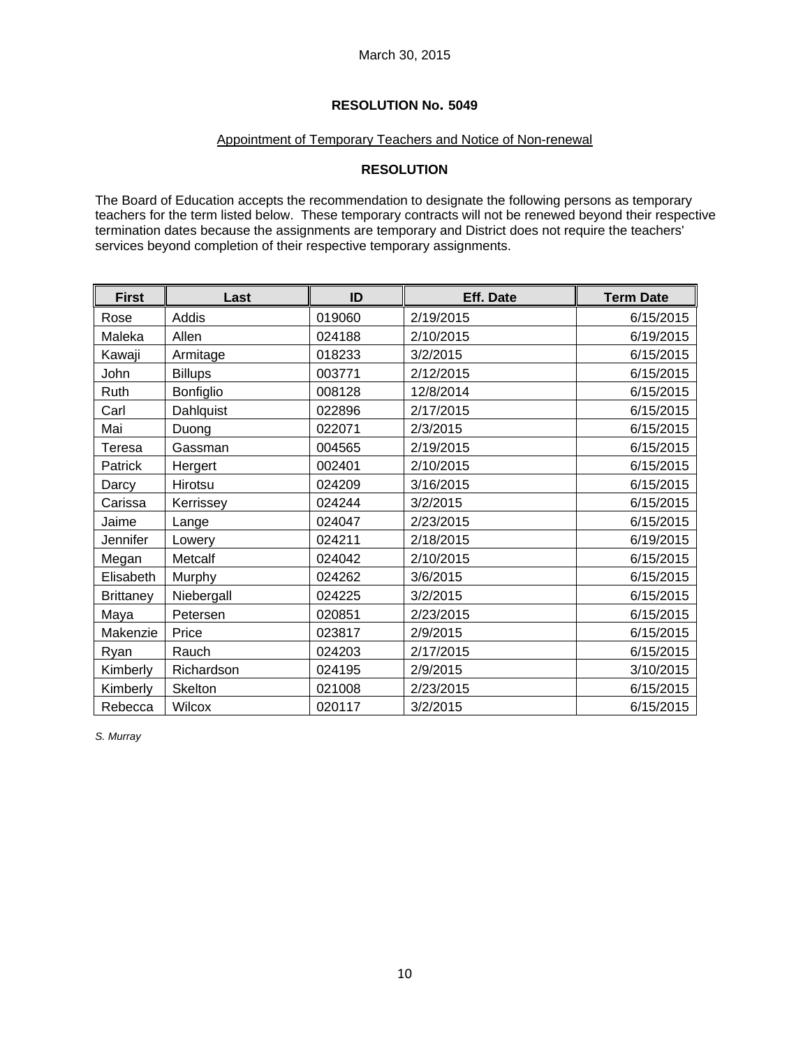March 30, 2015

## RESOLUTION No. 5049

Appointment of Temporary Teachers and Notice of Non-renewal

### RESOLUTION

The Board of Education accepts the recommendation to designate the following persons as temporary teachers for the term listed below. These temporary contracts will not be renewed beyond their respective termination dates because the assignments are temporary and District does not require the teachers' services beyond completion of their respective temporary assignments.

| First | Last | ID | Eff. Date | Term Date |
|---|---|---|---|---|
| Rose | Addis | 019060 | 2/19/2015 | 6/15/2015 |
| Maleka | Allen | 024188 | 2/10/2015 | 6/19/2015 |
| Kawaji | Armitage | 018233 | 3/2/2015 | 6/15/2015 |
| John | Billups | 003771 | 2/12/2015 | 6/15/2015 |
| Ruth | Bonfiglio | 008128 | 12/8/2014 | 6/15/2015 |
| Carl | Dahlquist | 022896 | 2/17/2015 | 6/15/2015 |
| Mai | Duong | 022071 | 2/3/2015 | 6/15/2015 |
| Teresa | Gassman | 004565 | 2/19/2015 | 6/15/2015 |
| Patrick | Hergert | 002401 | 2/10/2015 | 6/15/2015 |
| Darcy | Hirotsu | 024209 | 3/16/2015 | 6/15/2015 |
| Carissa | Kerrissey | 024244 | 3/2/2015 | 6/15/2015 |
| Jaime | Lange | 024047 | 2/23/2015 | 6/15/2015 |
| Jennifer | Lowery | 024211 | 2/18/2015 | 6/19/2015 |
| Megan | Metcalf | 024042 | 2/10/2015 | 6/15/2015 |
| Elisabeth | Murphy | 024262 | 3/6/2015 | 6/15/2015 |
| Brittaney | Niebergall | 024225 | 3/2/2015 | 6/15/2015 |
| Maya | Petersen | 020851 | 2/23/2015 | 6/15/2015 |
| Makenzie | Price | 023817 | 2/9/2015 | 6/15/2015 |
| Ryan | Rauch | 024203 | 2/17/2015 | 6/15/2015 |
| Kimberly | Richardson | 024195 | 2/9/2015 | 3/10/2015 |
| Kimberly | Skelton | 021008 | 2/23/2015 | 6/15/2015 |
| Rebecca | Wilcox | 020117 | 3/2/2015 | 6/15/2015 |

*S. Murray*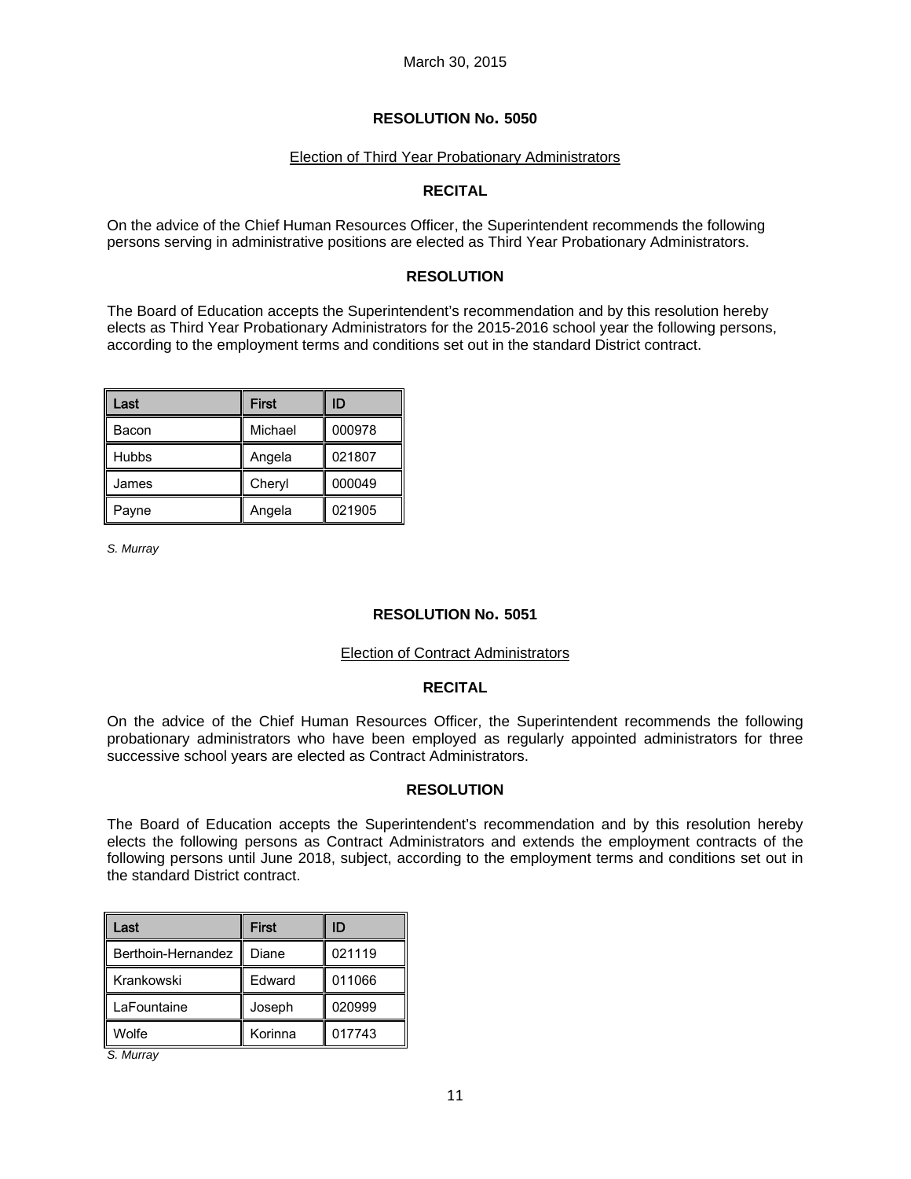March 30, 2015

## RESOLUTION No. 5050

Election of Third Year Probationary Administrators

### RECITAL

On the advice of the Chief Human Resources Officer, the Superintendent recommends the following persons serving in administrative positions are elected as Third Year Probationary Administrators.

### RESOLUTION

The Board of Education accepts the Superintendent's recommendation and by this resolution hereby elects as Third Year Probationary Administrators for the 2015-2016 school year the following persons, according to the employment terms and conditions set out in the standard District contract.

| Last | First | ID |
|---|---|---|
| Bacon | Michael | 000978 |
| Hubbs | Angela | 021807 |
| James | Cheryl | 000049 |
| Payne | Angela | 021905 |

*S. Murray*

## RESOLUTION No. 5051

Election of Contract Administrators

### RECITAL

On the advice of the Chief Human Resources Officer, the Superintendent recommends the following probationary administrators who have been employed as regularly appointed administrators for three successive school years are elected as Contract Administrators.

### RESOLUTION

The Board of Education accepts the Superintendent's recommendation and by this resolution hereby elects the following persons as Contract Administrators and extends the employment contracts of the following persons until June 2018, subject, according to the employment terms and conditions set out in the standard District contract.

| Last | First | ID |
|---|---|---|
| Berthoin-Hernandez | Diane | 021119 |
| Krankowski | Edward | 011066 |
| LaFountaine | Joseph | 020999 |
| Wolfe | Korinna | 017743 |

*S. Murray*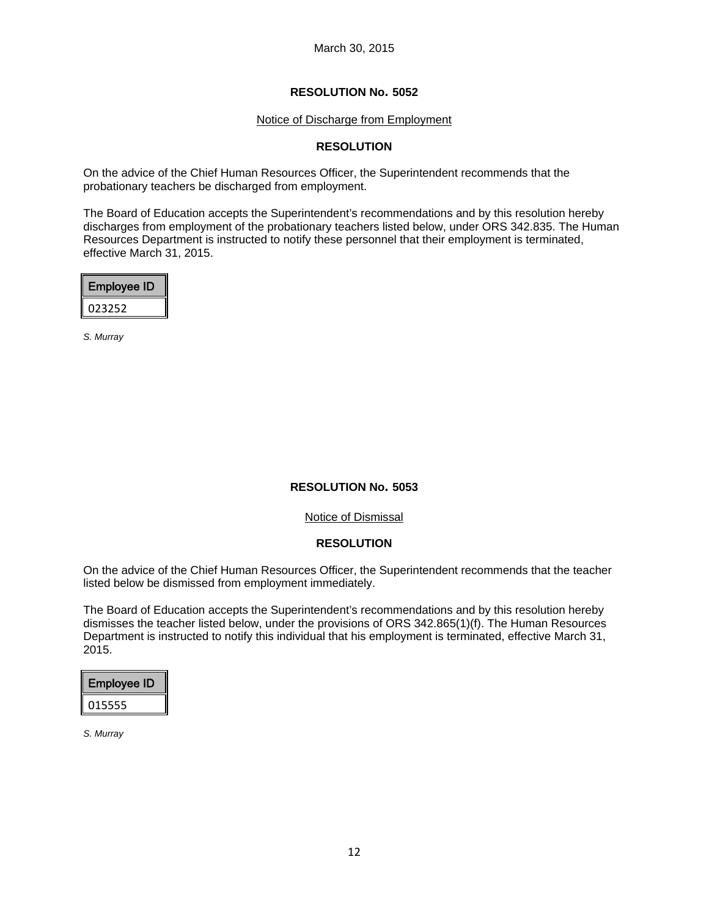March 30, 2015

## RESOLUTION No. 5052

Notice of Discharge from Employment

**RESOLUTION**

On the advice of the Chief Human Resources Officer, the Superintendent recommends that the probationary teachers be discharged from employment.

The Board of Education accepts the Superintendent's recommendations and by this resolution hereby discharges from employment of the probationary teachers listed below, under ORS 342.835. The Human Resources Department is instructed to notify these personnel that their employment is terminated, effective March 31, 2015.

| Employee ID |
| --- |
| 023252 |

*S. Murray*

## RESOLUTION No. 5053

Notice of Dismissal

**RESOLUTION**

On the advice of the Chief Human Resources Officer, the Superintendent recommends that the teacher listed below be dismissed from employment immediately.

The Board of Education accepts the Superintendent's recommendations and by this resolution hereby dismisses the teacher listed below, under the provisions of ORS 342.865(1)(f). The Human Resources Department is instructed to notify this individual that his employment is terminated, effective March 31, 2015.

| Employee ID |
| --- |
| 015555 |

*S. Murray*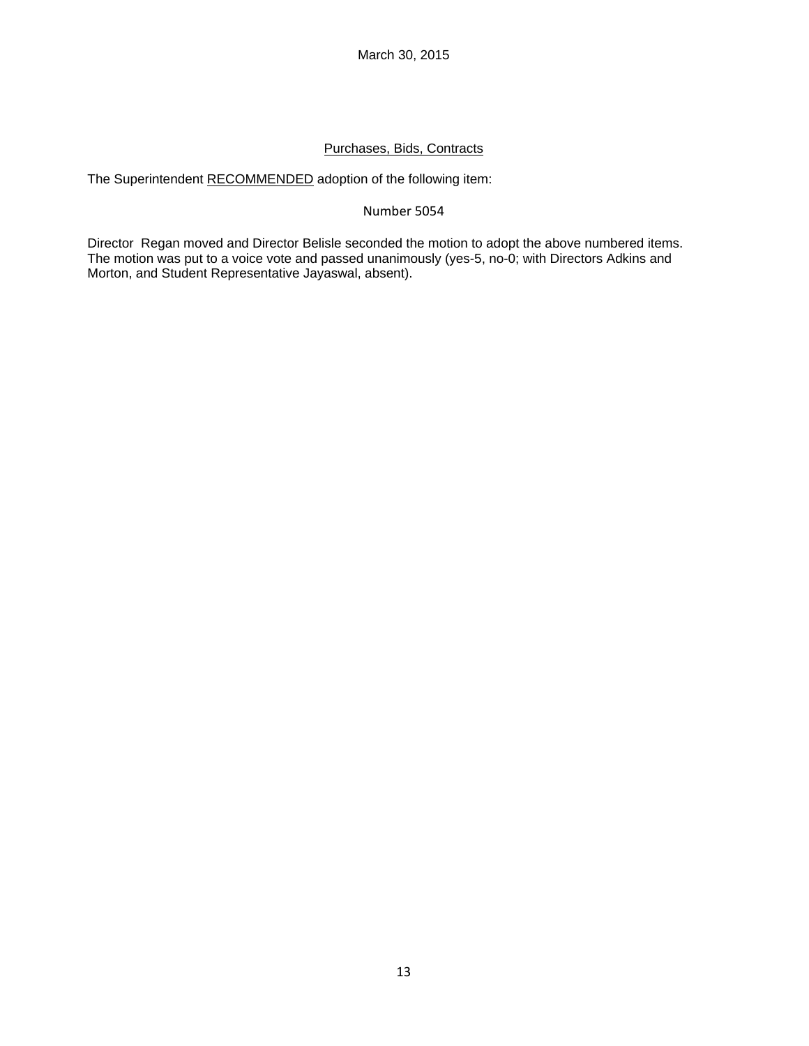March 30, 2015

## Purchases, Bids, Contracts

The Superintendent RECOMMENDED adoption of the following item:

Number 5054

Director Regan moved and Director Belisle seconded the motion to adopt the above numbered items. The motion was put to a voice vote and passed unanimously (yes-5, no-0; with Directors Adkins and Morton, and Student Representative Jayaswal, absent).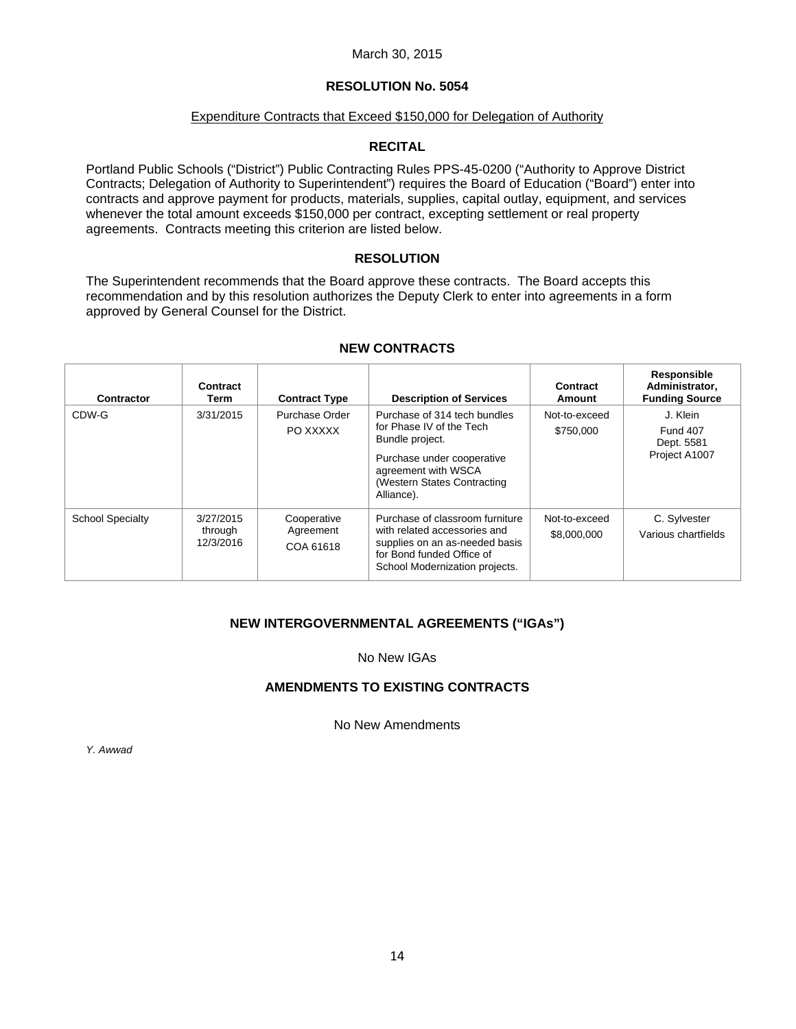March 30, 2015

## RESOLUTION No. 5054

Expenditure Contracts that Exceed $150,000 for Delegation of Authority

### RECITAL

Portland Public Schools ("District") Public Contracting Rules PPS-45-0200 ("Authority to Approve District Contracts; Delegation of Authority to Superintendent") requires the Board of Education ("Board") enter into contracts and approve payment for products, materials, supplies, capital outlay, equipment, and services whenever the total amount exceeds $150,000 per contract, excepting settlement or real property agreements. Contracts meeting this criterion are listed below.

### RESOLUTION

The Superintendent recommends that the Board approve these contracts. The Board accepts this recommendation and by this resolution authorizes the Deputy Clerk to enter into agreements in a form approved by General Counsel for the District.

### NEW CONTRACTS

| Contractor | Contract Term | Contract Type | Description of Services | Contract Amount | Responsible Administrator, Funding Source |
|---|---|---|---|---|---|
| CDW-G | 3/31/2015 | Purchase Order PO XXXXX | Purchase of 314 tech bundles for Phase IV of the Tech Bundle project. Purchase under cooperative agreement with WSCA (Western States Contracting Alliance). | Not-to-exceed $750,000 | J. Klein Fund 407 Dept. 5581 Project A1007 |
| School Specialty | 3/27/2015 through 12/3/2016 | Cooperative Agreement COA 61618 | Purchase of classroom furniture with related accessories and supplies on an as-needed basis for Bond funded Office of School Modernization projects. | Not-to-exceed $8,000,000 | C. Sylvester Various chartfields |

### NEW INTERGOVERNMENTAL AGREEMENTS ("IGAs")

No New IGAs

### AMENDMENTS TO EXISTING CONTRACTS

No New Amendments

*Y. Awwad*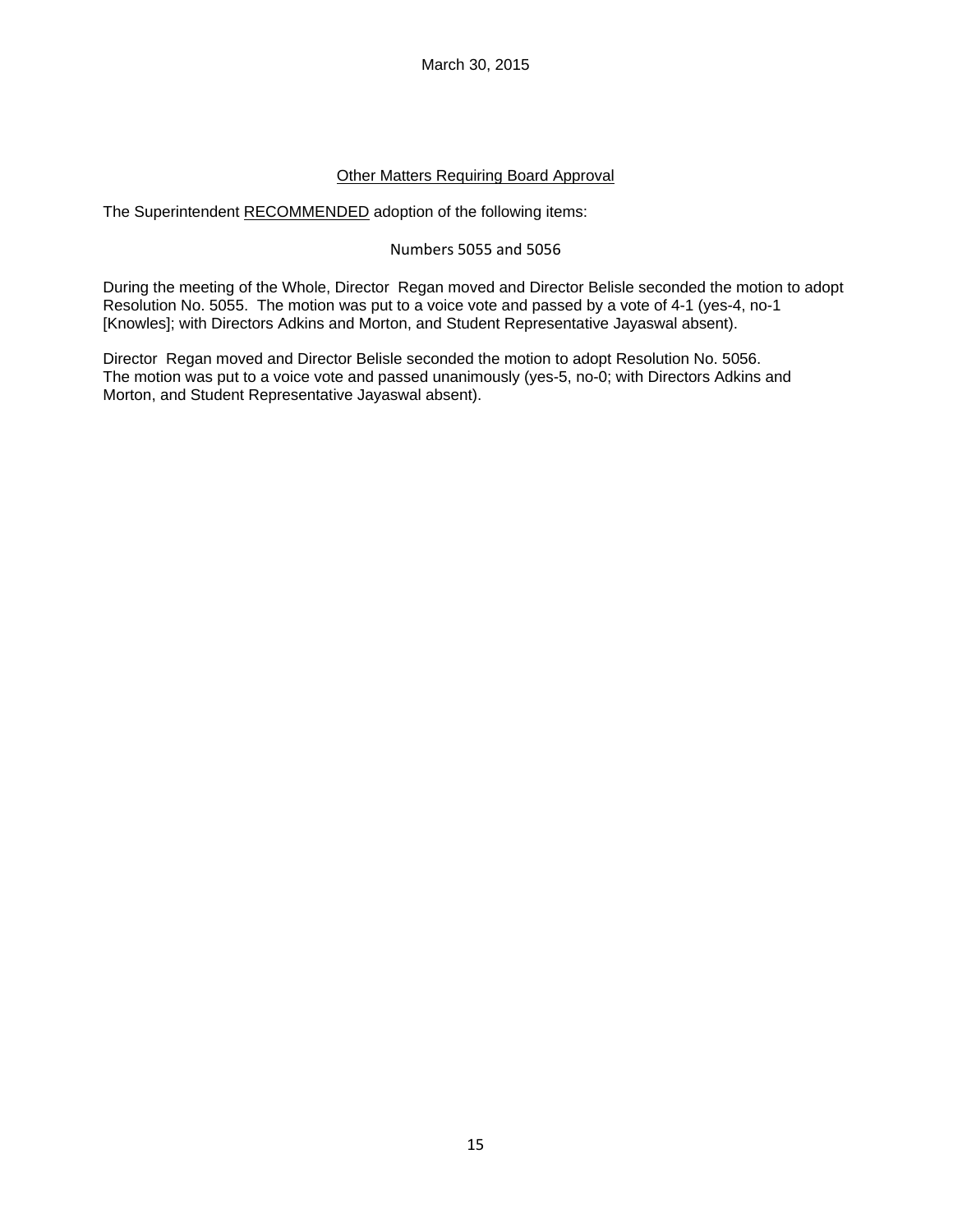March 30, 2015

## Other Matters Requiring Board Approval

The Superintendent RECOMMENDED adoption of the following items:

Numbers 5055 and 5056

During the meeting of the Whole, Director Regan moved and Director Belisle seconded the motion to adopt Resolution No. 5055. The motion was put to a voice vote and passed by a vote of 4-1 (yes-4, no-1 [Knowles]; with Directors Adkins and Morton, and Student Representative Jayaswal absent).

Director Regan moved and Director Belisle seconded the motion to adopt Resolution No. 5056. The motion was put to a voice vote and passed unanimously (yes-5, no-0; with Directors Adkins and Morton, and Student Representative Jayaswal absent).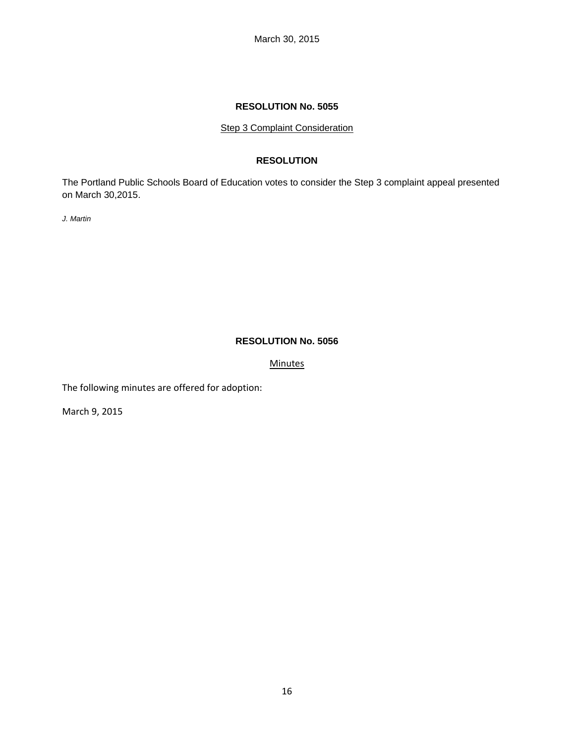March 30, 2015

## RESOLUTION No. 5055

Step 3 Complaint Consideration

### RESOLUTION

The Portland Public Schools Board of Education votes to consider the Step 3 complaint appeal presented on March 30,2015.

*J. Martin*

## RESOLUTION No. 5056

Minutes

The following minutes are offered for adoption:

March 9, 2015